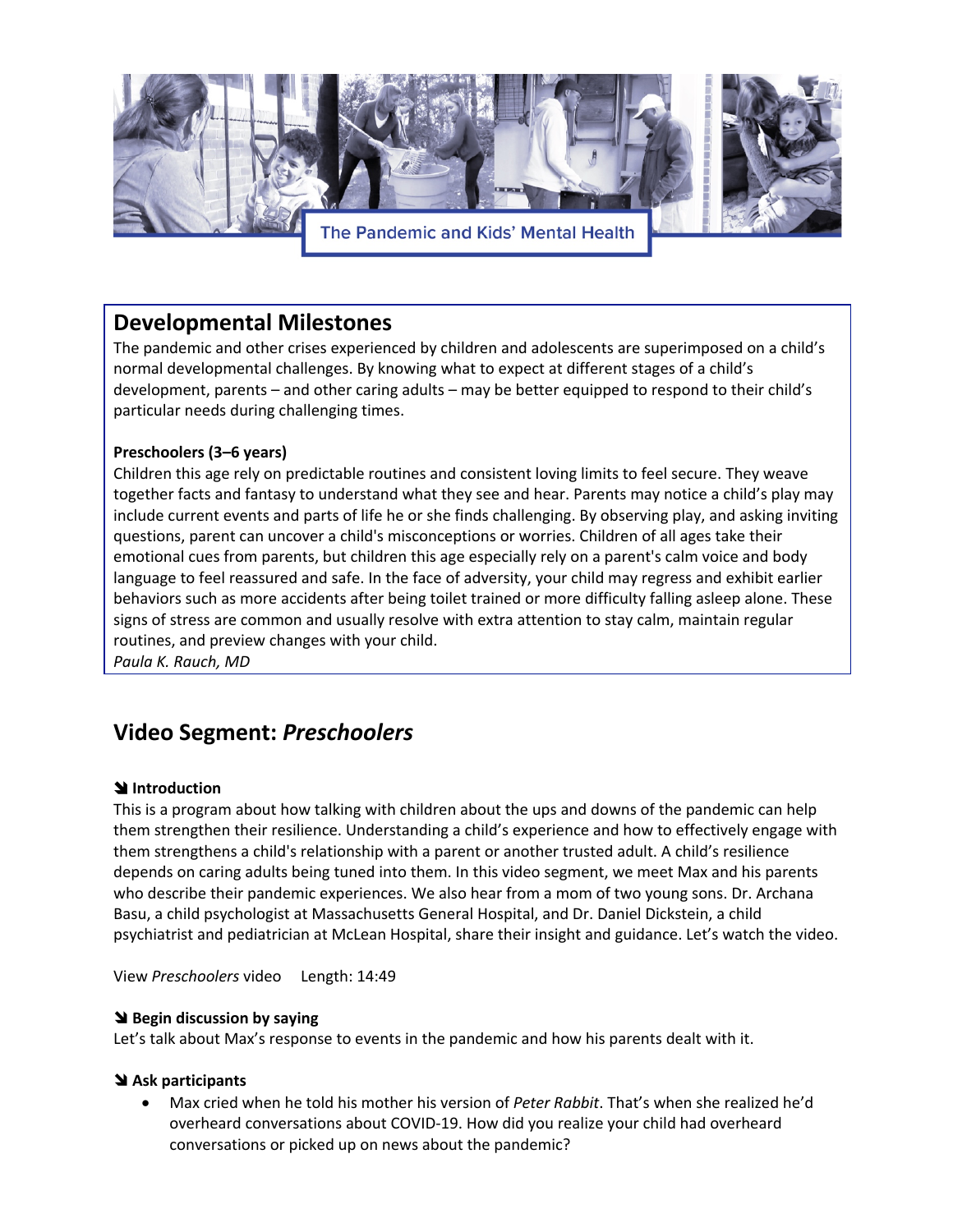The Pandemic and Kids' Mental Health

## Developmental Milestones

The pandemic and other crises experienced by children and adolescents are superimposed on a child's normal developmental challenges. By knowing what to expect at different stages of a child's development, parents – and other caring adults – may be better equipped to respond to their child's particular needs during challenging times.

**Preschoolers (3–6 years)**

Children this age rely on predictable routines and consistent loving limits to feel secure. They weave together facts and fantasy to understand what they see and hear. Parents may notice a child's play may include current events and parts of life he or she finds challenging. By observing play, and asking inviting questions, parent can uncover a child's misconceptions or worries. Children of all ages take their emotional cues from parents, but children this age especially rely on a parent's calm voice and body language to feel reassured and safe. In the face of adversity, your child may regress and exhibit earlier behaviors such as more accidents after being toilet trained or more difficulty falling asleep alone. These signs of stress are common and usually resolve with extra attention to stay calm, maintain regular routines, and preview changes with your child.

*Paula K. Rauch, MD*

## Video Segment: *Preschoolers*

**➘ Introduction**

This is a program about how talking with children about the ups and downs of the pandemic can help them strengthen their resilience. Understanding a child's experience and how to effectively engage with them strengthens a child's relationship with a parent or another trusted adult. A child's resilience depends on caring adults being tuned into them. In this video segment, we meet Max and his parents who describe their pandemic experiences. We also hear from a mom of two young sons. Dr. Archana Basu, a child psychologist at Massachusetts General Hospital, and Dr. Daniel Dickstein, a child psychiatrist and pediatrician at McLean Hospital, share their insight and guidance. Let's watch the video.

View *Preschoolers* video     Length: 14:49

**➘ Begin discussion by saying**

Let's talk about Max's response to events in the pandemic and how his parents dealt with it.

**➘ Ask participants**

- Max cried when he told his mother his version of *Peter Rabbit*. That's when she realized he'd overheard conversations about COVID-19. How did you realize your child had overheard conversations or picked up on news about the pandemic?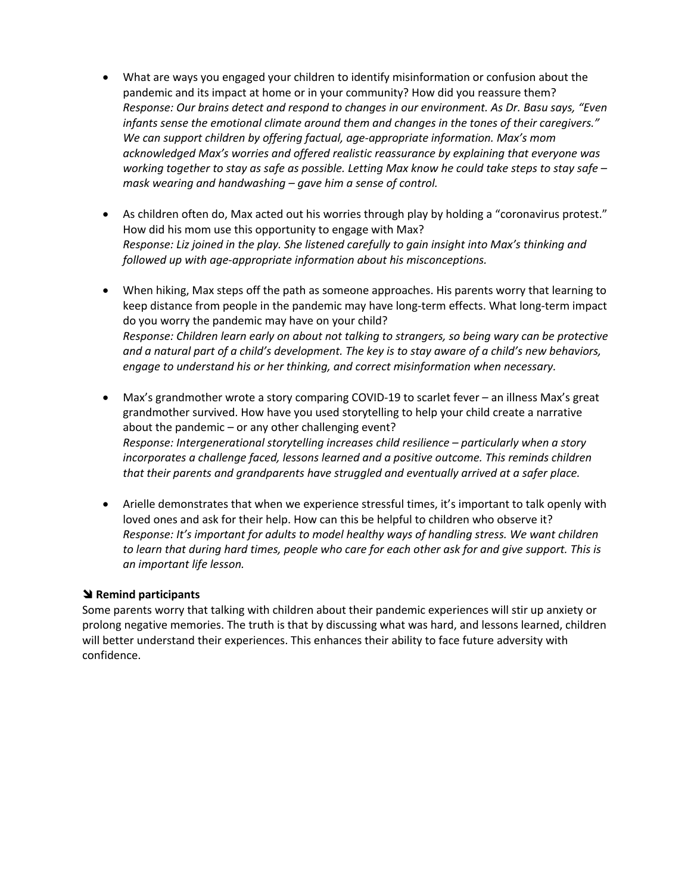- What are ways you engaged your children to identify misinformation or confusion about the pandemic and its impact at home or in your community? How did you reassure them?
  *Response: Our brains detect and respond to changes in our environment. As Dr. Basu says, "Even infants sense the emotional climate around them and changes in the tones of their caregivers." We can support children by offering factual, age-appropriate information. Max's mom acknowledged Max's worries and offered realistic reassurance by explaining that everyone was working together to stay as safe as possible. Letting Max know he could take steps to stay safe – mask wearing and handwashing – gave him a sense of control.*

- As children often do, Max acted out his worries through play by holding a "coronavirus protest." How did his mom use this opportunity to engage with Max?
  *Response: Liz joined in the play. She listened carefully to gain insight into Max's thinking and followed up with age-appropriate information about his misconceptions.*

- When hiking, Max steps off the path as someone approaches. His parents worry that learning to keep distance from people in the pandemic may have long-term effects. What long-term impact do you worry the pandemic may have on your child?
  *Response: Children learn early on about not talking to strangers, so being wary can be protective and a natural part of a child's development. The key is to stay aware of a child's new behaviors, engage to understand his or her thinking, and correct misinformation when necessary.*

- Max's grandmother wrote a story comparing COVID-19 to scarlet fever – an illness Max's great grandmother survived. How have you used storytelling to help your child create a narrative about the pandemic – or any other challenging event?
  *Response: Intergenerational storytelling increases child resilience – particularly when a story incorporates a challenge faced, lessons learned and a positive outcome. This reminds children that their parents and grandparents have struggled and eventually arrived at a safer place.*

- Arielle demonstrates that when we experience stressful times, it's important to talk openly with loved ones and ask for their help. How can this be helpful to children who observe it?
  *Response: It's important for adults to model healthy ways of handling stress. We want children to learn that during hard times, people who care for each other ask for and give support. This is an important life lesson.*

**➘ Remind participants**

Some parents worry that talking with children about their pandemic experiences will stir up anxiety or prolong negative memories. The truth is that by discussing what was hard, and lessons learned, children will better understand their experiences. This enhances their ability to face future adversity with confidence.